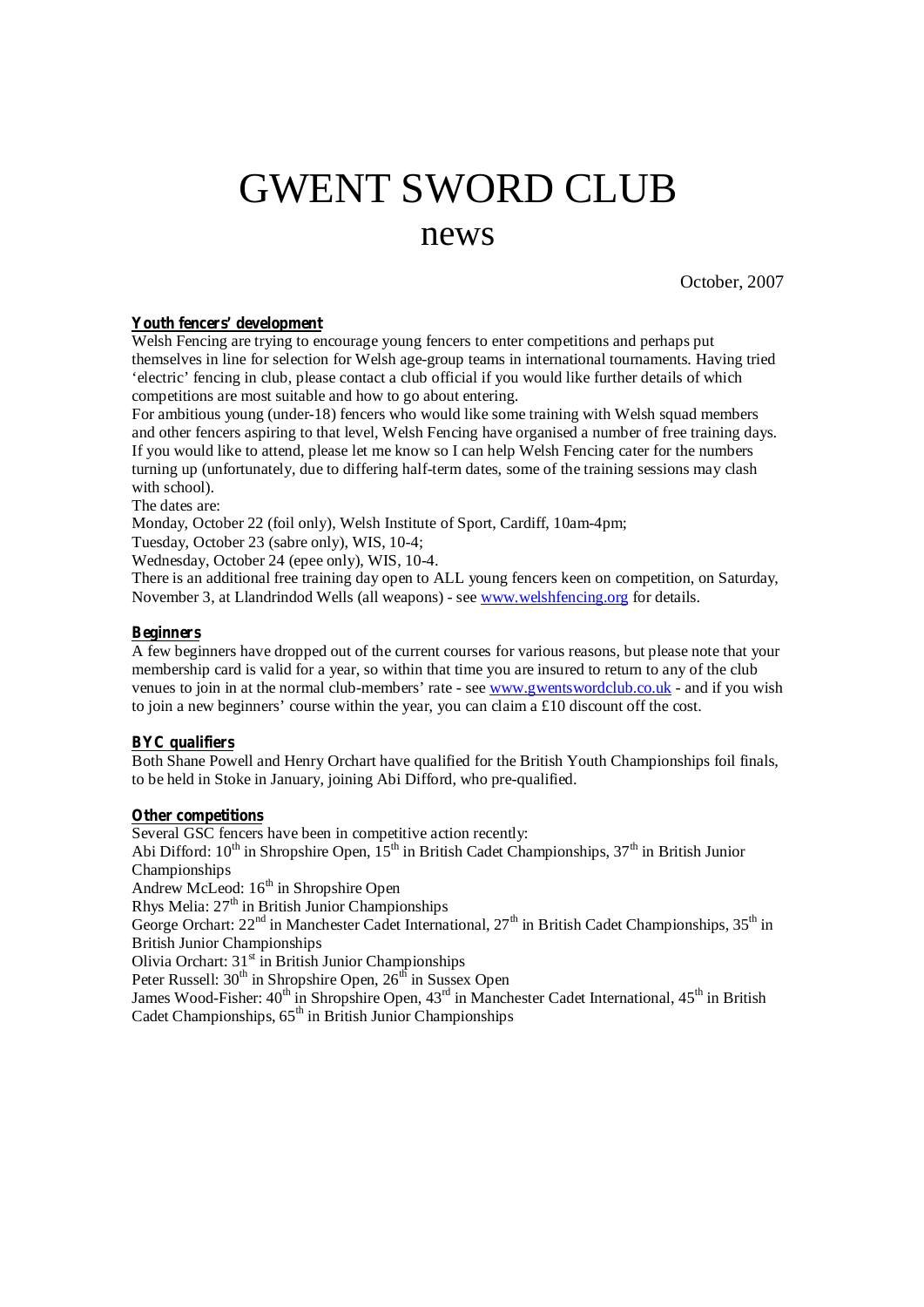# GWENT SWORD CLUB

## news

October, 2007

**Youth fencers' development**

Welsh Fencing are trying to encourage young fencers to enter competitions and perhaps put themselves in line for selection for Welsh age-group teams in international tournaments. Having tried 'electric' fencing in club, please contact a club official if you would like further details of which competitions are most suitable and how to go about entering.

For ambitious young (under-18) fencers who would like some training with Welsh squad members and other fencers aspiring to that level, Welsh Fencing have organised a number of free training days. If you would like to attend, please let me know so I can help Welsh Fencing cater for the numbers turning up (unfortunately, due to differing half-term dates, some of the training sessions may clash with school).

The dates are:

Monday, October 22 (foil only), Welsh Institute of Sport, Cardiff, 10am-4pm;

Tuesday, October 23 (sabre only), WIS, 10-4;

Wednesday, October 24 (epee only), WIS, 10-4.

There is an additional free training day open to ALL young fencers keen on competition, on Saturday, November 3, at Llandrindod Wells (all weapons) - see www.welshfencing.org for details.

**Beginners**

A few beginners have dropped out of the current courses for various reasons, but please note that your membership card is valid for a year, so within that time you are insured to return to any of the club venues to join in at the normal club-members' rate - see www.gwentswordclub.co.uk - and if you wish to join a new beginners' course within the year, you can claim a £10 discount off the cost.

**BYC qualifiers**

Both Shane Powell and Henry Orchart have qualified for the British Youth Championships foil finals, to be held in Stoke in January, joining Abi Difford, who pre-qualified.

**Other competitions**

Several GSC fencers have been in competitive action recently:

Abi Difford: 10th in Shropshire Open, 15th in British Cadet Championships, 37th in British Junior Championships

Andrew McLeod: 16th in Shropshire Open

Rhys Melia: 27th in British Junior Championships

George Orchart: 22nd in Manchester Cadet International, 27th in British Cadet Championships, 35th in British Junior Championships

Olivia Orchart: 31st in British Junior Championships

Peter Russell: 30th in Shropshire Open, 26th in Sussex Open

James Wood-Fisher: 40th in Shropshire Open, 43rd in Manchester Cadet International, 45th in British Cadet Championships, 65th in British Junior Championships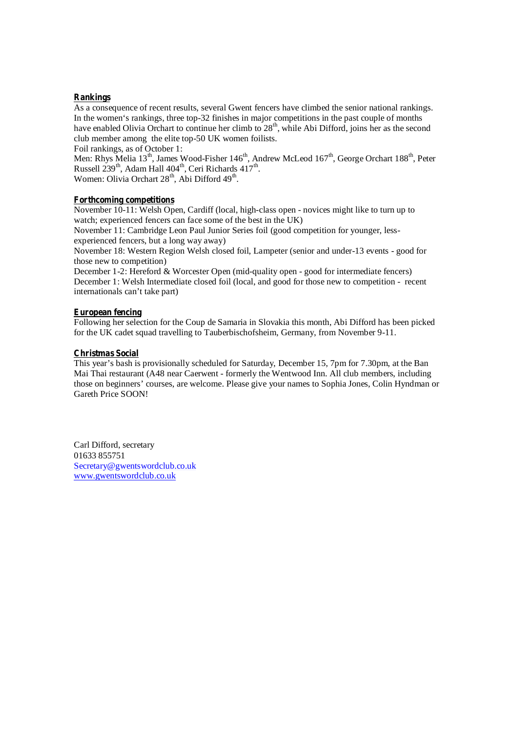## Rankings

As a consequence of recent results, several Gwent fencers have climbed the senior national rankings. In the women's rankings, three top-32 finishes in major competitions in the past couple of months have enabled Olivia Orchart to continue her climb to 28th, while Abi Difford, joins her as the second club member among the elite top-50 UK women foilists.

Foil rankings, as of October 1:

Men: Rhys Melia 13th, James Wood-Fisher 146th, Andrew McLeod 167th, George Orchart 188th, Peter Russell 239th, Adam Hall 404th, Ceri Richards 417th.

Women: Olivia Orchart 28th, Abi Difford 49th.

## Forthcoming competitions

November 10-11: Welsh Open, Cardiff (local, high-class open - novices might like to turn up to watch; experienced fencers can face some of the best in the UK)

November 11: Cambridge Leon Paul Junior Series foil (good competition for younger, less-experienced fencers, but a long way away)

November 18: Western Region Welsh closed foil, Lampeter (senior and under-13 events - good for those new to competition)

December 1-2: Hereford & Worcester Open (mid-quality open - good for intermediate fencers)

December 1: Welsh Intermediate closed foil (local, and good for those new to competition - recent internationals can't take part)

## European fencing

Following her selection for the Coup de Samaria in Slovakia this month, Abi Difford has been picked for the UK cadet squad travelling to Tauberbischofsheim, Germany, from November 9-11.

## Christmas Social

This year's bash is provisionally scheduled for Saturday, December 15, 7pm for 7.30pm, at the Ban Mai Thai restaurant (A48 near Caerwent - formerly the Wentwood Inn. All club members, including those on beginners' courses, are welcome. Please give your names to Sophia Jones, Colin Hyndman or Gareth Price SOON!

Carl Difford, secretary
01633 855751
Secretary@gwentswordclub.co.uk
www.gwentswordclub.co.uk